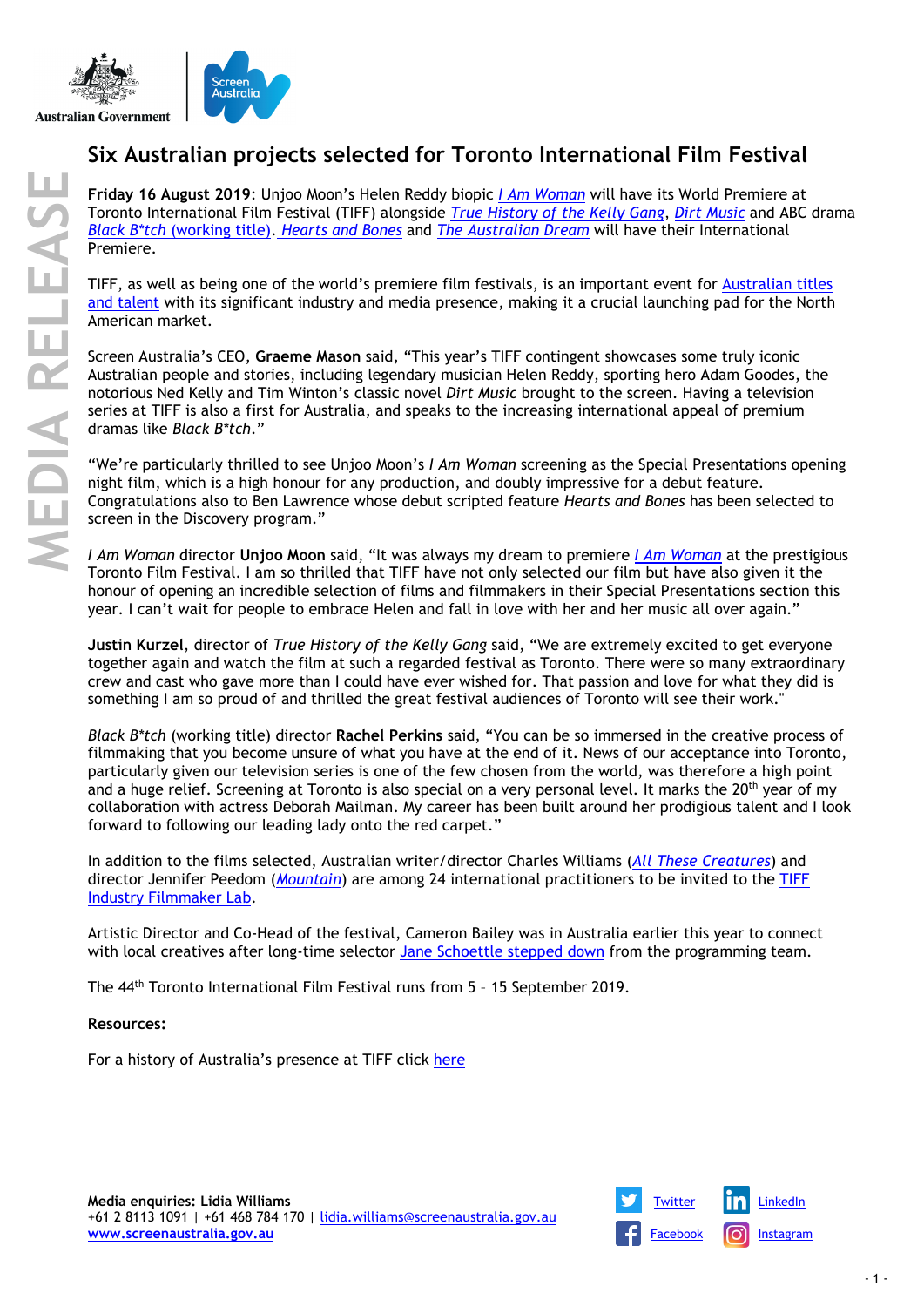# Six Australian projects selected for Toronto International Film Festival

**Friday 16 August 2019**: Unjoo Moon's Helen Reddy biopic *I Am Woman* will have its World Premiere at Toronto International Film Festival (TIFF) alongside *True History of the Kelly Gang*, *Dirt Music* and ABC drama *Black B*tch (working title)*. *Hearts and Bones* and *The Australian Dream* will have their International Premiere.

TIFF, as well as being one of the world's premiere film festivals, is an important event for Australian titles and talent with its significant industry and media presence, making it a crucial launching pad for the North American market.

Screen Australia's CEO, **Graeme Mason** said, "This year's TIFF contingent showcases some truly iconic Australian people and stories, including legendary musician Helen Reddy, sporting hero Adam Goodes, the notorious Ned Kelly and Tim Winton's classic novel *Dirt Music* brought to the screen. Having a television series at TIFF is also a first for Australia, and speaks to the increasing international appeal of premium dramas like *Black B*tch*."

"We're particularly thrilled to see Unjoo Moon's *I Am Woman* screening as the Special Presentations opening night film, which is a high honour for any production, and doubly impressive for a debut feature. Congratulations also to Ben Lawrence whose debut scripted feature *Hearts and Bones* has been selected to screen in the Discovery program."

*I Am Woman* director **Unjoo Moon** said, "It was always my dream to premiere *I Am Woman* at the prestigious Toronto Film Festival. I am so thrilled that TIFF have not only selected our film but have also given it the honour of opening an incredible selection of films and filmmakers in their Special Presentations section this year. I can't wait for people to embrace Helen and fall in love with her and her music all over again."

**Justin Kurzel**, director of *True History of the Kelly Gang* said, "We are extremely excited to get everyone together again and watch the film at such a regarded festival as Toronto. There were so many extraordinary crew and cast who gave more than I could have ever wished for. That passion and love for what they did is something I am so proud of and thrilled the great festival audiences of Toronto will see their work."

*Black B*tch* (working title) director **Rachel Perkins** said, "You can be so immersed in the creative process of filmmaking that you become unsure of what you have at the end of it. News of our acceptance into Toronto, particularly given our television series is one of the few chosen from the world, was therefore a high point and a huge relief. Screening at Toronto is also special on a very personal level. It marks the 20th year of my collaboration with actress Deborah Mailman. My career has been built around her prodigious talent and I look forward to following our leading lady onto the red carpet."

In addition to the films selected, Australian writer/director Charles Williams (*All These Creatures*) and director Jennifer Peedom (*Mountain*) are among 24 international practitioners to be invited to the TIFF Industry Filmmaker Lab.

Artistic Director and Co-Head of the festival, Cameron Bailey was in Australia earlier this year to connect with local creatives after long-time selector Jane Schoettle stepped down from the programming team.

The 44th Toronto International Film Festival runs from 5 – 15 September 2019.

**Resources:**

For a history of Australia's presence at TIFF click here

**Media enquiries: Lidia Williams**
+61 2 8113 1091 | +61 468 784 170 | lidia.williams@screenaustralia.gov.au
www.screenaustralia.gov.au

Twitter | LinkedIn | Facebook | Instagram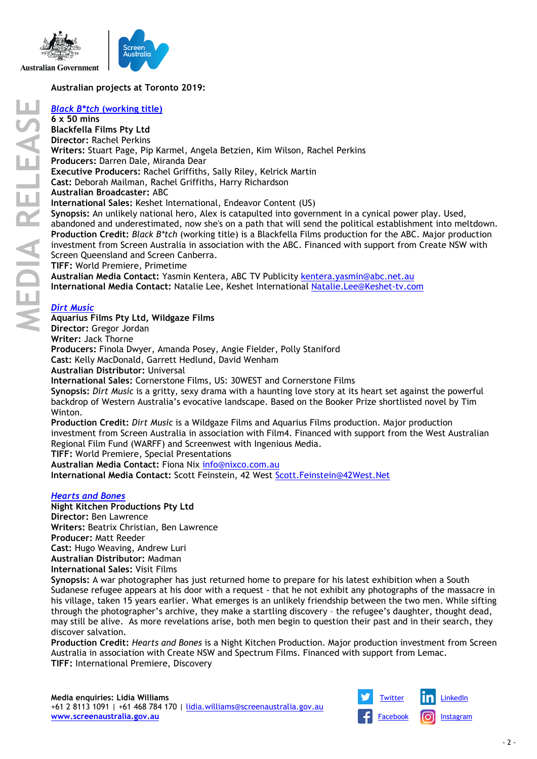**Australian projects at Toronto 2019:**

***Black B*tch* (working title)**
**6 x 50 mins**
**Blackfella Films Pty Ltd**
**Director:** Rachel Perkins
**Writers:** Stuart Page, Pip Karmel, Angela Betzien, Kim Wilson, Rachel Perkins
**Producers:** Darren Dale, Miranda Dear
**Executive Producers:** Rachel Griffiths, Sally Riley, Kelrick Martin
**Cast:** Deborah Mailman, Rachel Griffiths, Harry Richardson
**Australian Broadcaster:** ABC
**International Sales:** Keshet International, Endeavor Content (US)
**Synopsis:** An unlikely national hero, Alex is catapulted into government in a cynical power play. Used, abandoned and underestimated, now she's on a path that will send the political establishment into meltdown.
**Production Credit:** *Black B*tch* (working title) is a Blackfella Films production for the ABC. Major production investment from Screen Australia in association with the ABC. Financed with support from Create NSW with Screen Queensland and Screen Canberra.
**TIFF:** World Premiere, Primetime
**Australian Media Contact:** Yasmin Kentera, ABC TV Publicity kentera.yasmin@abc.net.au
**International Media Contact:** Natalie Lee, Keshet International Natalie.Lee@Keshet-tv.com

***Dirt Music***
**Aquarius Films Pty Ltd, Wildgaze Films**
**Director:** Gregor Jordan
**Writer:** Jack Thorne
**Producers:** Finola Dwyer, Amanda Posey, Angie Fielder, Polly Staniford
**Cast:** Kelly MacDonald, Garrett Hedlund, David Wenham
**Australian Distributor:** Universal
**International Sales:** Cornerstone Films, US: 30WEST and Cornerstone Films
**Synopsis:** *Dirt Music* is a gritty, sexy drama with a haunting love story at its heart set against the powerful backdrop of Western Australia's evocative landscape. Based on the Booker Prize shortlisted novel by Tim Winton.
**Production Credit:** *Dirt Music* is a Wildgaze Films and Aquarius Films production. Major production investment from Screen Australia in association with Film4. Financed with support from the West Australian Regional Film Fund (WARFF) and Screenwest with Ingenious Media.
**TIFF:** World Premiere, Special Presentations
**Australian Media Contact:** Fiona Nix info@nixco.com.au
**International Media Contact:** Scott Feinstein, 42 West Scott.Feinstein@42West.Net

***Hearts and Bones***
**Night Kitchen Productions Pty Ltd**
**Director:** Ben Lawrence
**Writers:** Beatrix Christian, Ben Lawrence
**Producer:** Matt Reeder
**Cast:** Hugo Weaving, Andrew Luri
**Australian Distributor:** Madman
**International Sales:** Visit Films
**Synopsis:** A war photographer has just returned home to prepare for his latest exhibition when a South Sudanese refugee appears at his door with a request - that he not exhibit any photographs of the massacre in his village, taken 15 years earlier. What emerges is an unlikely friendship between the two men. While sifting through the photographer's archive, they make a startling discovery – the refugee's daughter, thought dead, may still be alive. As more revelations arise, both men begin to question their past and in their search, they discover salvation.
**Production Credit:** *Hearts and Bones* is a Night Kitchen Production. Major production investment from Screen Australia in association with Create NSW and Spectrum Films. Financed with support from Lemac.
**TIFF:** International Premiere, Discovery

**Media enquiries: Lidia Williams**
+61 2 8113 1091 | +61 468 784 170 | lidia.williams@screenaustralia.gov.au
www.screenaustralia.gov.au

Twitter LinkedIn Facebook Instagram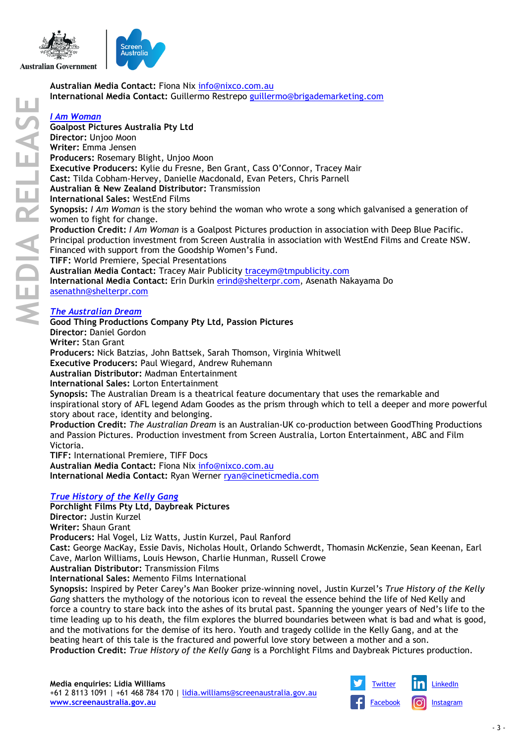**Australian Media Contact:** Fiona Nix info@nixco.com.au
**International Media Contact:** Guillermo Restrepo guillermo@brigademarketing.com

***I Am Woman***
**Goalpost Pictures Australia Pty Ltd**
**Director:** Unjoo Moon
**Writer:** Emma Jensen
**Producers:** Rosemary Blight, Unjoo Moon
**Executive Producers:** Kylie du Fresne, Ben Grant, Cass O'Connor, Tracey Mair
**Cast:** Tilda Cobham-Hervey, Danielle Macdonald, Evan Peters, Chris Parnell
**Australian & New Zealand Distributor:** Transmission
**International Sales:** WestEnd Films
**Synopsis:** *I Am Woman* is the story behind the woman who wrote a song which galvanised a generation of women to fight for change.
**Production Credit:** *I Am Woman* is a Goalpost Pictures production in association with Deep Blue Pacific. Principal production investment from Screen Australia in association with WestEnd Films and Create NSW. Financed with support from the Goodship Women's Fund.
**TIFF:** World Premiere, Special Presentations
**Australian Media Contact:** Tracey Mair Publicity traceym@tmpublicity.com
**International Media Contact:** Erin Durkin erind@shelterpr.com, Asenath Nakayama Do asenathn@shelterpr.com

***The Australian Dream***
**Good Thing Productions Company Pty Ltd, Passion Pictures**
**Director:** Daniel Gordon
**Writer:** Stan Grant
**Producers:** Nick Batzias, John Battsek, Sarah Thomson, Virginia Whitwell
**Executive Producers:** Paul Wiegard, Andrew Ruhemann
**Australian Distributor:** Madman Entertainment
**International Sales:** Lorton Entertainment
**Synopsis:** The Australian Dream is a theatrical feature documentary that uses the remarkable and inspirational story of AFL legend Adam Goodes as the prism through which to tell a deeper and more powerful story about race, identity and belonging.
**Production Credit:** *The Australian Dream* is an Australian-UK co-production between GoodThing Productions and Passion Pictures. Production investment from Screen Australia, Lorton Entertainment, ABC and Film Victoria.
**TIFF:** International Premiere, TIFF Docs
**Australian Media Contact:** Fiona Nix info@nixco.com.au
**International Media Contact:** Ryan Werner ryan@cineticmedia.com

***True History of the Kelly Gang***
**Porchlight Films Pty Ltd, Daybreak Pictures**
**Director:** Justin Kurzel
**Writer:** Shaun Grant
**Producers:** Hal Vogel, Liz Watts, Justin Kurzel, Paul Ranford
**Cast:** George MacKay, Essie Davis, Nicholas Hoult, Orlando Schwerdt, Thomasin McKenzie, Sean Keenan, Earl Cave, Marlon Williams, Louis Hewson, Charlie Hunman, Russell Crowe
**Australian Distributor:** Transmission Films
**International Sales:** Memento Films International
**Synopsis:** Inspired by Peter Carey's Man Booker prize-winning novel, Justin Kurzel's *True History of the Kelly Gang* shatters the mythology of the notorious icon to reveal the essence behind the life of Ned Kelly and force a country to stare back into the ashes of its brutal past. Spanning the younger years of Ned's life to the time leading up to his death, the film explores the blurred boundaries between what is bad and what is good, and the motivations for the demise of its hero. Youth and tragedy collide in the Kelly Gang, and at the beating heart of this tale is the fractured and powerful love story between a mother and a son.
**Production Credit:** *True History of the Kelly Gang* is a Porchlight Films and Daybreak Pictures production.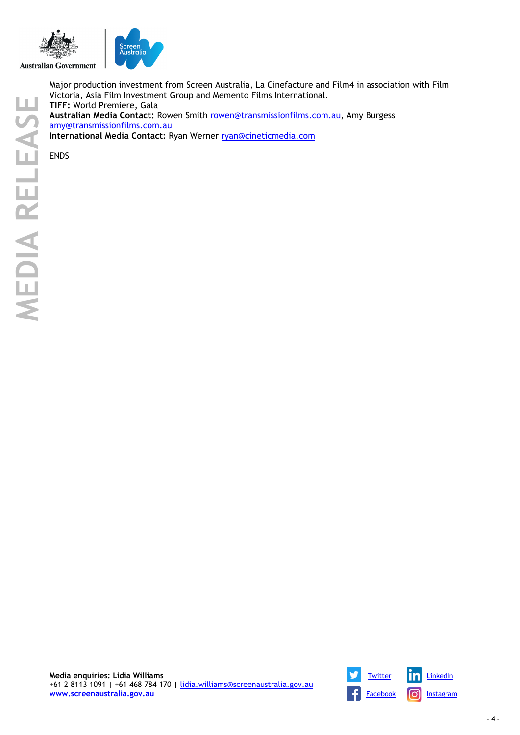Major production investment from Screen Australia, La Cinefacture and Film4 in association with Film Victoria, Asia Film Investment Group and Memento Films International.

**TIFF:** World Premiere, Gala

**Australian Media Contact:** Rowen Smith rowen@transmissionfilms.com.au, Amy Burgess amy@transmissionfilms.com.au

**International Media Contact:** Ryan Werner ryan@cineticmedia.com

ENDS

**Media enquiries: Lidia Williams**
+61 2 8113 1091 | +61 468 784 170 | lidia.williams@screenaustralia.gov.au
**www.screenaustralia.gov.au**

Twitter LinkedIn Facebook Instagram